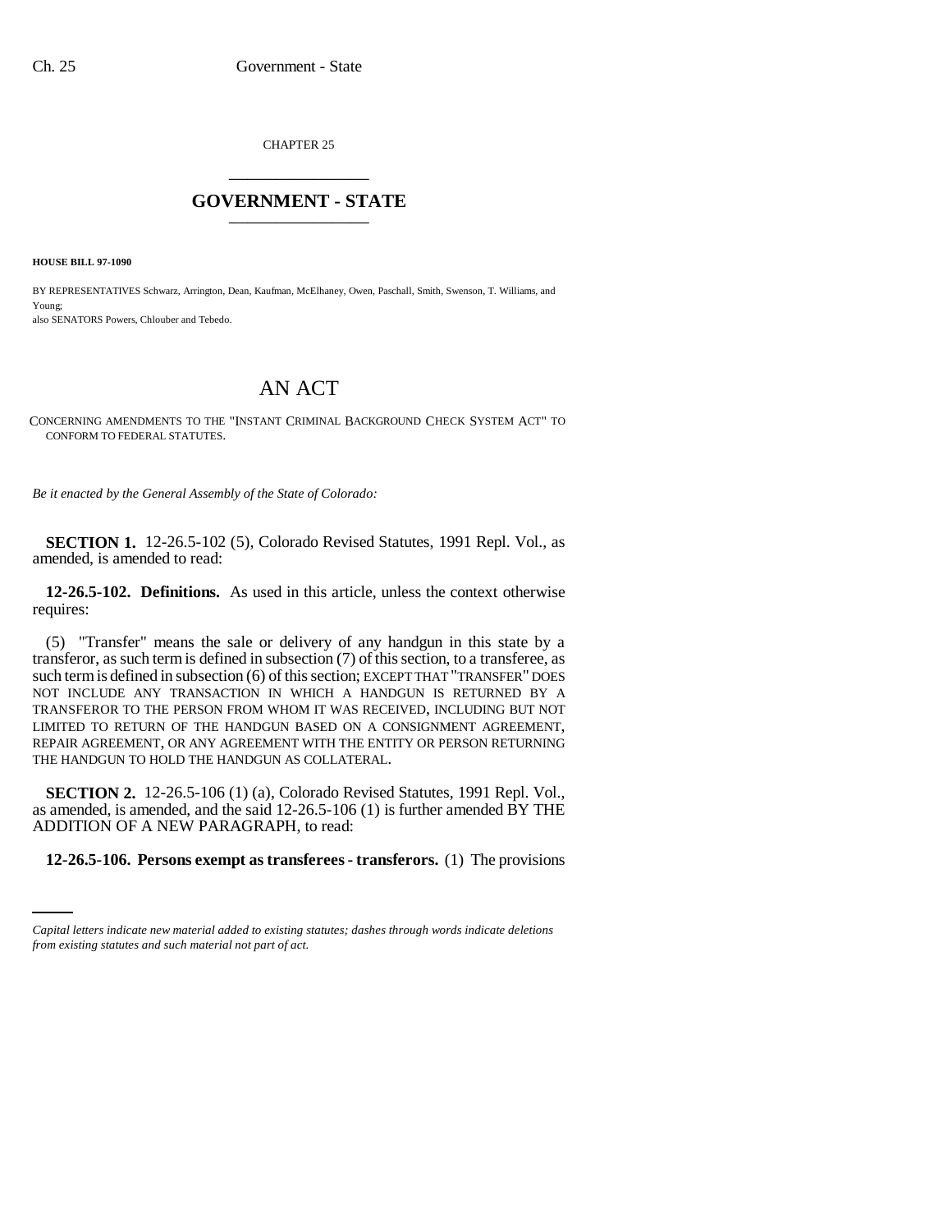CHAPTER 25

## GOVERNMENT - STATE

**HOUSE BILL 97-1090**

BY REPRESENTATIVES Schwarz, Arrington, Dean, Kaufman, McElhaney, Owen, Paschall, Smith, Swenson, T. Williams, and Young;
also SENATORS Powers, Chlouber and Tebedo.

# AN ACT

CONCERNING AMENDMENTS TO THE "INSTANT CRIMINAL BACKGROUND CHECK SYSTEM ACT" TO CONFORM TO FEDERAL STATUTES.

*Be it enacted by the General Assembly of the State of Colorado:*

**SECTION 1.** 12-26.5-102 (5), Colorado Revised Statutes, 1991 Repl. Vol., as amended, is amended to read:

**12-26.5-102. Definitions.** As used in this article, unless the context otherwise requires:

(5) "Transfer" means the sale or delivery of any handgun in this state by a transferor, as such term is defined in subsection (7) of this section, to a transferee, as such term is defined in subsection (6) of this section; EXCEPT THAT "TRANSFER" DOES NOT INCLUDE ANY TRANSACTION IN WHICH A HANDGUN IS RETURNED BY A TRANSFEROR TO THE PERSON FROM WHOM IT WAS RECEIVED, INCLUDING BUT NOT LIMITED TO RETURN OF THE HANDGUN BASED ON A CONSIGNMENT AGREEMENT, REPAIR AGREEMENT, OR ANY AGREEMENT WITH THE ENTITY OR PERSON RETURNING THE HANDGUN TO HOLD THE HANDGUN AS COLLATERAL.

**SECTION 2.** 12-26.5-106 (1) (a), Colorado Revised Statutes, 1991 Repl. Vol., as amended, is amended, and the said 12-26.5-106 (1) is further amended BY THE ADDITION OF A NEW PARAGRAPH, to read:

**12-26.5-106. Persons exempt as transferees - transferors.** (1) The provisions

*Capital letters indicate new material added to existing statutes; dashes through words indicate deletions from existing statutes and such material not part of act.*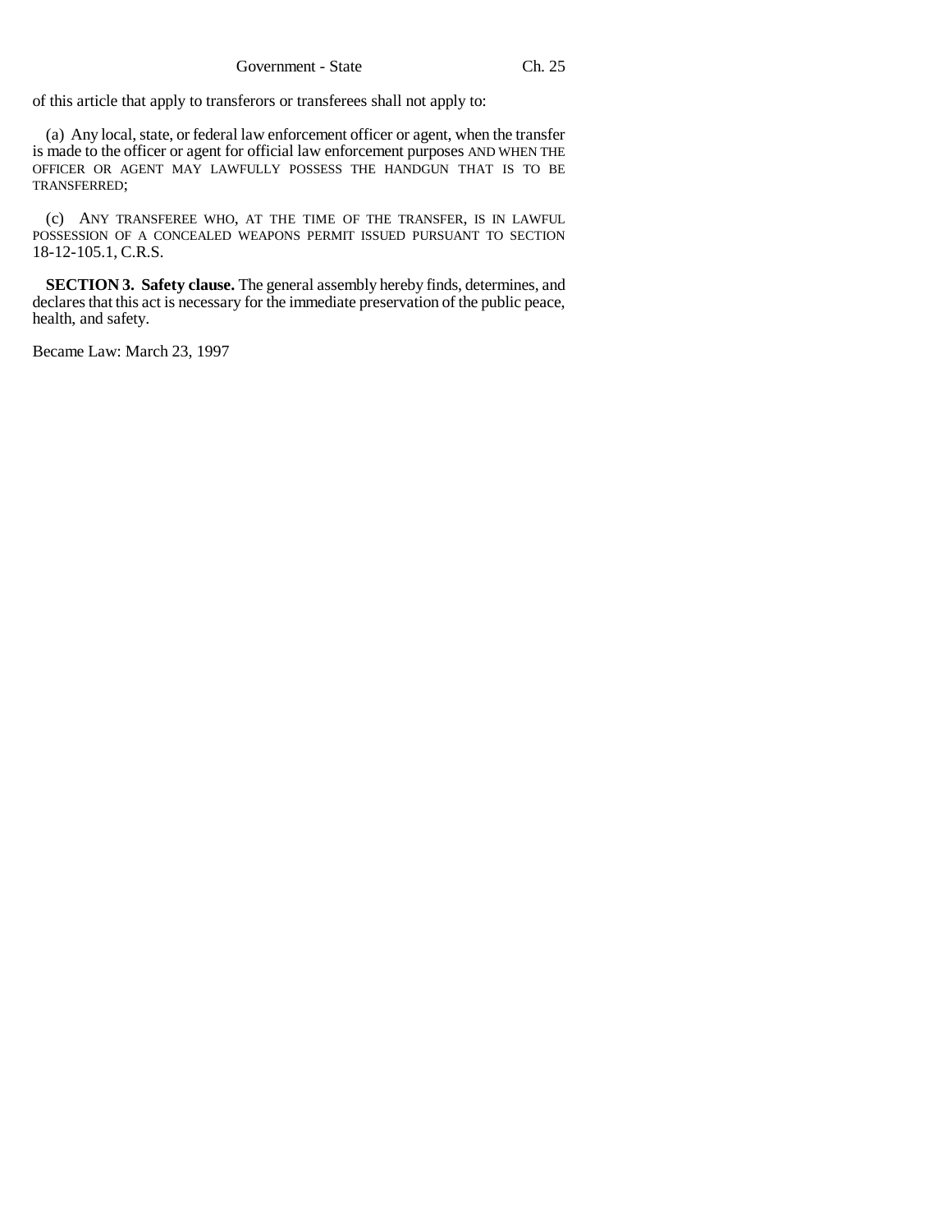of this article that apply to transferors or transferees shall not apply to:

(a) Any local, state, or federal law enforcement officer or agent, when the transfer is made to the officer or agent for official law enforcement purposes AND WHEN THE OFFICER OR AGENT MAY LAWFULLY POSSESS THE HANDGUN THAT IS TO BE TRANSFERRED;

(c) ANY TRANSFEREE WHO, AT THE TIME OF THE TRANSFER, IS IN LAWFUL POSSESSION OF A CONCEALED WEAPONS PERMIT ISSUED PURSUANT TO SECTION 18-12-105.1, C.R.S.

**SECTION 3. Safety clause.** The general assembly hereby finds, determines, and declares that this act is necessary for the immediate preservation of the public peace, health, and safety.

Became Law: March 23, 1997